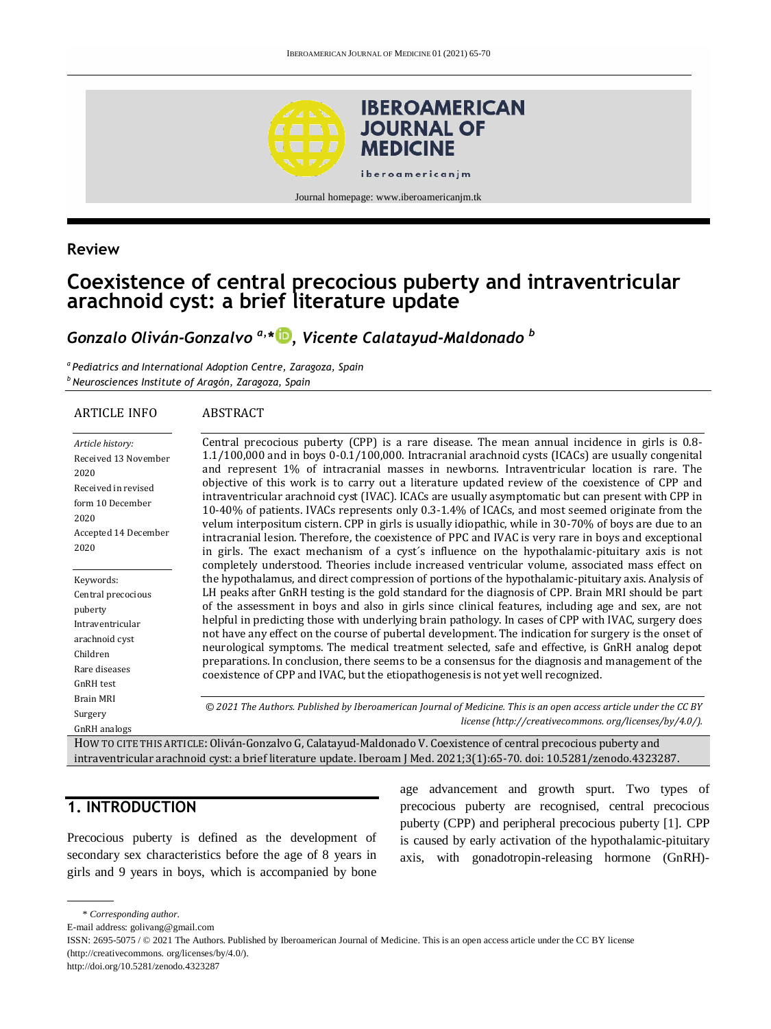Review

# Coexistence of central precocious puberty and intraventricular arachnoid cyst: a brief literature update

*Gonzalo Oliván-Gonzalvo [a,*], Vicente Calatayud-Maldonado [b]*

[a] *Pediatrics and International Adoption Centre, Zaragoza, Spain*
[b] *Neurosciences Institute of Aragón, Zaragoza, Spain*

ARTICLE INFO

*Article history:*
Received 13 November 2020
Received in revised form 10 December 2020
Accepted 14 December 2020

Keywords:
Central precocious puberty
Intraventricular arachnoid cyst
Children
Rare diseases
GnRH test
Brain MRI
Surgery
GnRH analogs

ABSTRACT

Central precocious puberty (CPP) is a rare disease. The mean annual incidence in girls is 0.8-1.1/100,000 and in boys 0-0.1/100,000. Intracranial arachnoid cysts (ICACs) are usually congenital and represent 1% of intracranial masses in newborns. Intraventricular location is rare. The objective of this work is to carry out a literature updated review of the coexistence of CPP and intraventricular arachnoid cyst (IVAC). ICACs are usually asymptomatic but can present with CPP in 10-40% of patients. IVACs represents only 0.3-1.4% of ICACs, and most seemed originate from the velum interpositum cistern. CPP in girls is usually idiopathic, while in 30-70% of boys are due to an intracranial lesion. Therefore, the coexistence of PPC and IVAC is very rare in boys and exceptional in girls. The exact mechanism of a cyst´s influence on the hypothalamic-pituitary axis is not completely understood. Theories include increased ventricular volume, associated mass effect on the hypothalamus, and direct compression of portions of the hypothalamic-pituitary axis. Analysis of LH peaks after GnRH testing is the gold standard for the diagnosis of CPP. Brain MRI should be part of the assessment in boys and also in girls since clinical features, including age and sex, are not helpful in predicting those with underlying brain pathology. In cases of CPP with IVAC, surgery does not have any effect on the course of pubertal development. The indication for surgery is the onset of neurological symptoms. The medical treatment selected, safe and effective, is GnRH analog depot preparations. In conclusion, there seems to be a consensus for the diagnosis and management of the coexistence of CPP and IVAC, but the etiopathogenesis is not yet well recognized.

*© 2021 The Authors. Published by Iberoamerican Journal of Medicine. This is an open access article under the CC BY license (http://creativecommons. org/licenses/by/4.0/).*

HOW TO CITE THIS ARTICLE: Oliván-Gonzalvo G, Calatayud-Maldonado V. Coexistence of central precocious puberty and intraventricular arachnoid cyst: a brief literature update. Iberoam J Med. 2021;3(1):65-70. doi: 10.5281/zenodo.4323287.

## 1. INTRODUCTION

Precocious puberty is defined as the development of secondary sex characteristics before the age of 8 years in girls and 9 years in boys, which is accompanied by bone age advancement and growth spurt. Two types of precocious puberty are recognised, central precocious puberty (CPP) and peripheral precocious puberty [1]. CPP is caused by early activation of the hypothalamic-pituitary axis, with gonadotropin-releasing hormone (GnRH)-

* *Corresponding author.*
E-mail address: golivang@gmail.com
ISSN: 2695-5075 / © 2021 The Authors. Published by Iberoamerican Journal of Medicine. This is an open access article under the CC BY license (http://creativecommons. org/licenses/by/4.0/).
http://doi.org/10.5281/zenodo.4323287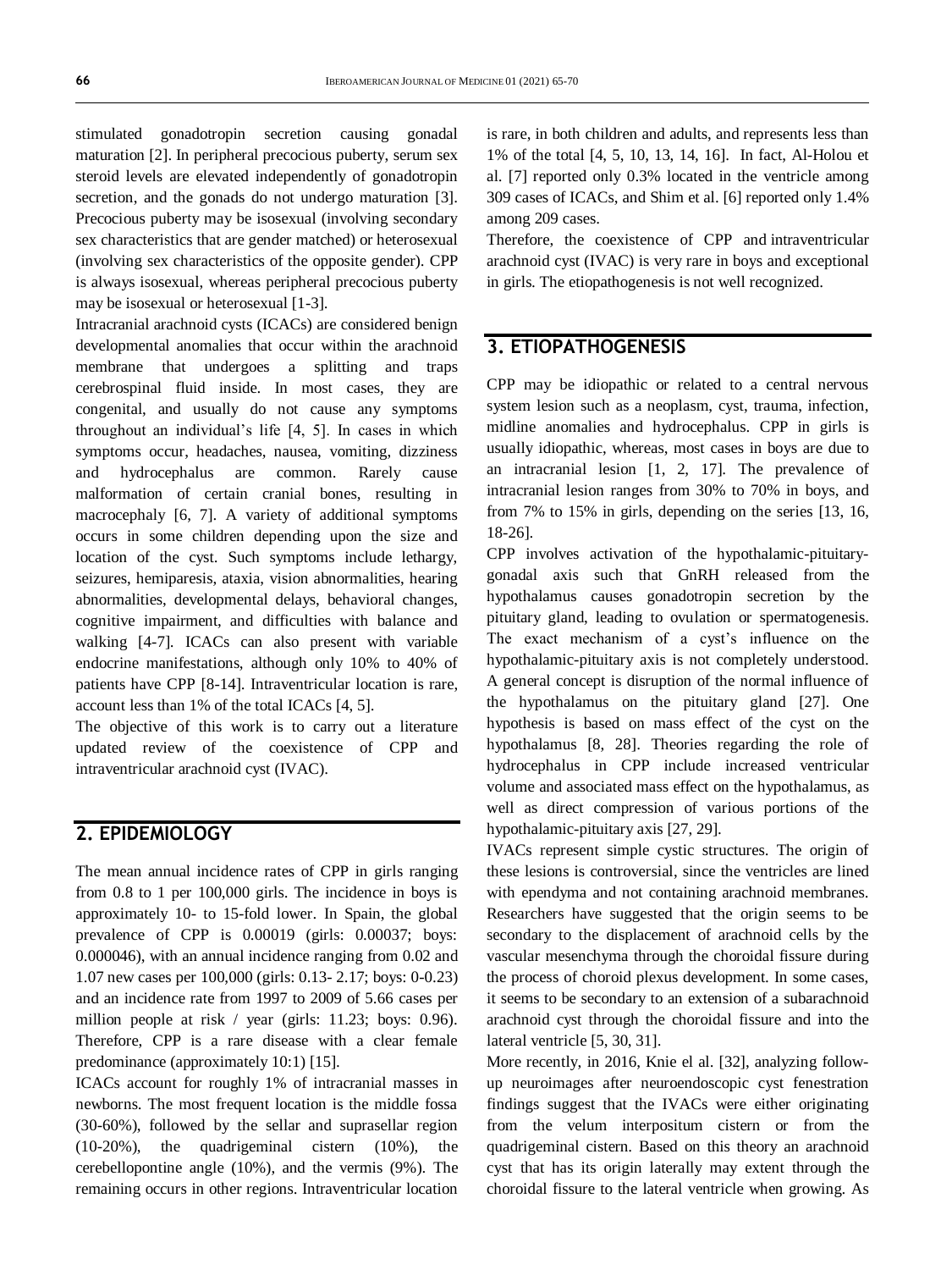stimulated gonadotropin secretion causing gonadal maturation [2]. In peripheral precocious puberty, serum sex steroid levels are elevated independently of gonadotropin secretion, and the gonads do not undergo maturation [3]. Precocious puberty may be isosexual (involving secondary sex characteristics that are gender matched) or heterosexual (involving sex characteristics of the opposite gender). CPP is always isosexual, whereas peripheral precocious puberty may be isosexual or heterosexual [1-3].

Intracranial arachnoid cysts (ICACs) are considered benign developmental anomalies that occur within the arachnoid membrane that undergoes a splitting and traps cerebrospinal fluid inside. In most cases, they are congenital, and usually do not cause any symptoms throughout an individual's life [4, 5]. In cases in which symptoms occur, headaches, nausea, vomiting, dizziness and hydrocephalus are common. Rarely cause malformation of certain cranial bones, resulting in macrocephaly [6, 7]. A variety of additional symptoms occurs in some children depending upon the size and location of the cyst. Such symptoms include lethargy, seizures, hemiparesis, ataxia, vision abnormalities, hearing abnormalities, developmental delays, behavioral changes, cognitive impairment, and difficulties with balance and walking [4-7]. ICACs can also present with variable endocrine manifestations, although only 10% to 40% of patients have CPP [8-14]. Intraventricular location is rare, account less than 1% of the total ICACs [4, 5].

The objective of this work is to carry out a literature updated review of the coexistence of CPP and intraventricular arachnoid cyst (IVAC).

## 2. EPIDEMIOLOGY

The mean annual incidence rates of CPP in girls ranging from 0.8 to 1 per 100,000 girls. The incidence in boys is approximately 10- to 15-fold lower. In Spain, the global prevalence of CPP is 0.00019 (girls: 0.00037; boys: 0.000046), with an annual incidence ranging from 0.02 and 1.07 new cases per 100,000 (girls: 0.13- 2.17; boys: 0-0.23) and an incidence rate from 1997 to 2009 of 5.66 cases per million people at risk / year (girls: 11.23; boys: 0.96). Therefore, CPP is a rare disease with a clear female predominance (approximately 10:1) [15].

ICACs account for roughly 1% of intracranial masses in newborns. The most frequent location is the middle fossa (30-60%), followed by the sellar and suprasellar region (10-20%), the quadrigeminal cistern (10%), the cerebellopontine angle (10%), and the vermis (9%). The remaining occurs in other regions. Intraventricular location is rare, in both children and adults, and represents less than 1% of the total [4, 5, 10, 13, 14, 16]. In fact, Al-Holou et al. [7] reported only 0.3% located in the ventricle among 309 cases of ICACs, and Shim et al. [6] reported only 1.4% among 209 cases.

Therefore, the coexistence of CPP and intraventricular arachnoid cyst (IVAC) is very rare in boys and exceptional in girls. The etiopathogenesis is not well recognized.

## 3. ETIOPATHOGENESIS

CPP may be idiopathic or related to a central nervous system lesion such as a neoplasm, cyst, trauma, infection, midline anomalies and hydrocephalus. CPP in girls is usually idiopathic, whereas, most cases in boys are due to an intracranial lesion [1, 2, 17]. The prevalence of intracranial lesion ranges from 30% to 70% in boys, and from 7% to 15% in girls, depending on the series [13, 16, 18-26].

CPP involves activation of the hypothalamic-pituitary-gonadal axis such that GnRH released from the hypothalamus causes gonadotropin secretion by the pituitary gland, leading to ovulation or spermatogenesis. The exact mechanism of a cyst's influence on the hypothalamic-pituitary axis is not completely understood. A general concept is disruption of the normal influence of the hypothalamus on the pituitary gland [27]. One hypothesis is based on mass effect of the cyst on the hypothalamus [8, 28]. Theories regarding the role of hydrocephalus in CPP include increased ventricular volume and associated mass effect on the hypothalamus, as well as direct compression of various portions of the hypothalamic-pituitary axis [27, 29].

IVACs represent simple cystic structures. The origin of these lesions is controversial, since the ventricles are lined with ependyma and not containing arachnoid membranes. Researchers have suggested that the origin seems to be secondary to the displacement of arachnoid cells by the vascular mesenchyma through the choroidal fissure during the process of choroid plexus development. In some cases, it seems to be secondary to an extension of a subarachnoid arachnoid cyst through the choroidal fissure and into the lateral ventricle [5, 30, 31].

More recently, in 2016, Knie el al. [32], analyzing follow-up neuroimages after neuroendoscopic cyst fenestration findings suggest that the IVACs were either originating from the velum interpositum cistern or from the quadrigeminal cistern. Based on this theory an arachnoid cyst that has its origin laterally may extent through the choroidal fissure to the lateral ventricle when growing. As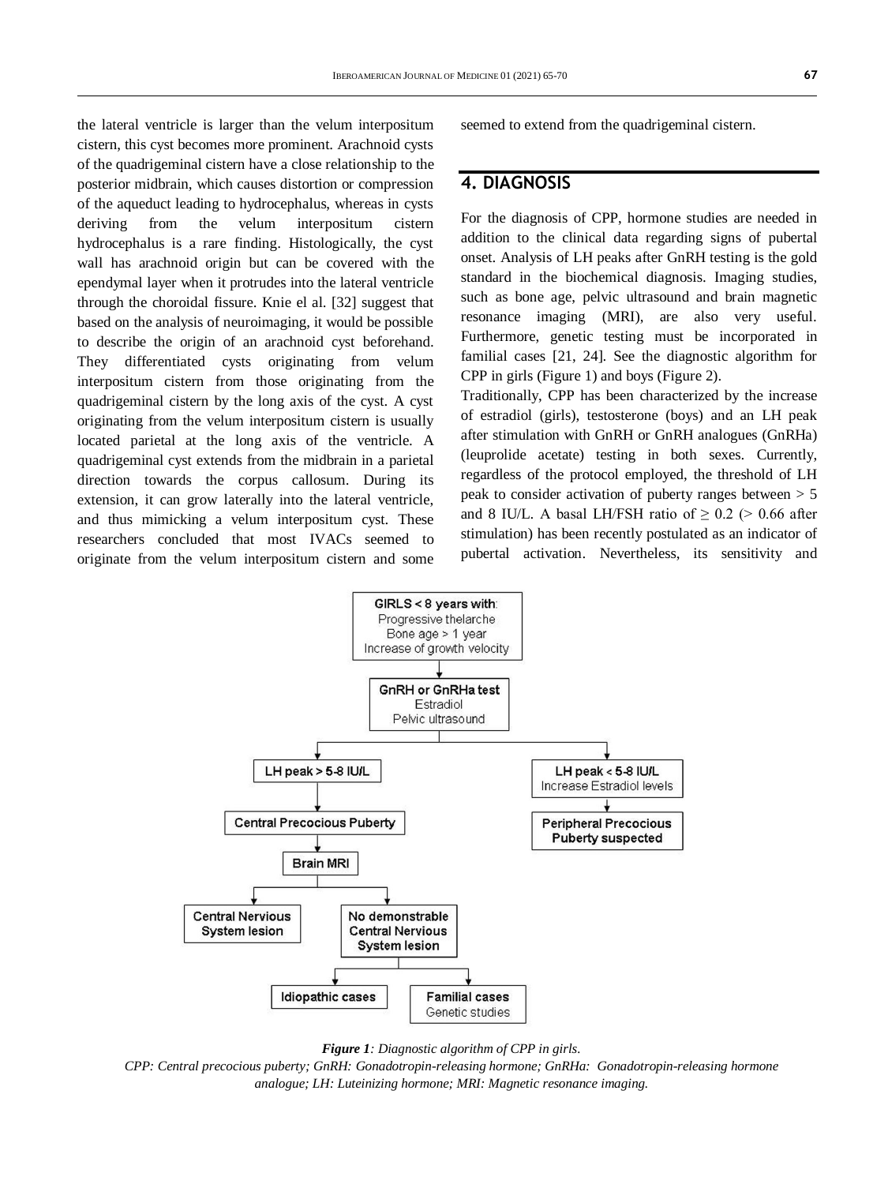the lateral ventricle is larger than the velum interpositum cistern, this cyst becomes more prominent. Arachnoid cysts of the quadrigeminal cistern have a close relationship to the posterior midbrain, which causes distortion or compression of the aqueduct leading to hydrocephalus, whereas in cysts deriving from the velum interpositum cistern hydrocephalus is a rare finding. Histologically, the cyst wall has arachnoid origin but can be covered with the ependymal layer when it protrudes into the lateral ventricle through the choroidal fissure. Knie el al. [32] suggest that based on the analysis of neuroimaging, it would be possible to describe the origin of an arachnoid cyst beforehand. They differentiated cysts originating from velum interpositum cistern from those originating from the quadrigeminal cistern by the long axis of the cyst. A cyst originating from the velum interpositum cistern is usually located parietal at the long axis of the ventricle. A quadrigeminal cyst extends from the midbrain in a parietal direction towards the corpus callosum. During its extension, it can grow laterally into the lateral ventricle, and thus mimicking a velum interpositum cyst. These researchers concluded that most IVACs seemed to originate from the velum interpositum cistern and some seemed to extend from the quadrigeminal cistern.

## 4. DIAGNOSIS

For the diagnosis of CPP, hormone studies are needed in addition to the clinical data regarding signs of pubertal onset. Analysis of LH peaks after GnRH testing is the gold standard in the biochemical diagnosis. Imaging studies, such as bone age, pelvic ultrasound and brain magnetic resonance imaging (MRI), are also very useful. Furthermore, genetic testing must be incorporated in familial cases [21, 24]. See the diagnostic algorithm for CPP in girls (Figure 1) and boys (Figure 2).

Traditionally, CPP has been characterized by the increase of estradiol (girls), testosterone (boys) and an LH peak after stimulation with GnRH or GnRH analogues (GnRHa) (leuprolide acetate) testing in both sexes. Currently, regardless of the protocol employed, the threshold of LH peak to consider activation of puberty ranges between > 5 and 8 IU/L. A basal LH/FSH ratio of ≥ 0.2 (> 0.66 after stimulation) has been recently postulated as an indicator of pubertal activation. Nevertheless, its sensitivity and

- **GIRLS < 8 years with:** Progressive thelarche; Bone age > 1 year; Increase of growth velocity
  - **GnRH or GnRHa test**; Estradiol; Pelvic ultrasound
    - **LH peak > 5-8 IU/L** → **Central Precocious Puberty** → **Brain MRI**
      - **Central Nervous System lesion**
      - **No demonstrable Central Nervous System lesion**
        - **Idiopathic cases**
        - **Familial cases** – Genetic studies
    - **LH peak < 5-8 IU/L**; Increase Estradiol levels → **Peripheral Precocious Puberty suspected**

***Figure 1**: Diagnostic algorithm of CPP in girls.*
*CPP: Central precocious puberty; GnRH: Gonadotropin-releasing hormone; GnRHa: Gonadotropin-releasing hormone analogue; LH: Luteinizing hormone; MRI: Magnetic resonance imaging.*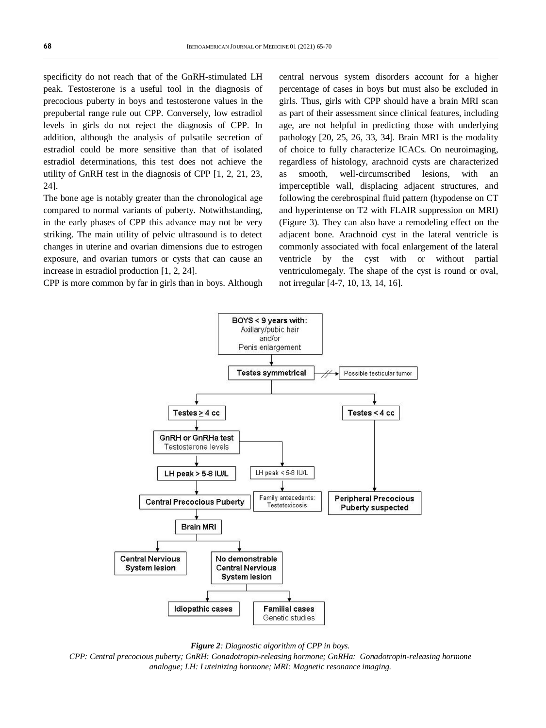specificity do not reach that of the GnRH-stimulated LH peak. Testosterone is a useful tool in the diagnosis of precocious puberty in boys and testosterone values in the prepubertal range rule out CPP. Conversely, low estradiol levels in girls do not reject the diagnosis of CPP. In addition, although the analysis of pulsatile secretion of estradiol could be more sensitive than that of isolated estradiol determinations, this test does not achieve the utility of GnRH test in the diagnosis of CPP [1, 2, 21, 23, 24].

The bone age is notably greater than the chronological age compared to normal variants of puberty. Notwithstanding, in the early phases of CPP this advance may not be very striking. The main utility of pelvic ultrasound is to detect changes in uterine and ovarian dimensions due to estrogen exposure, and ovarian tumors or cysts that can cause an increase in estradiol production [1, 2, 24].

CPP is more common by far in girls than in boys. Although central nervous system disorders account for a higher percentage of cases in boys but must also be excluded in girls. Thus, girls with CPP should have a brain MRI scan as part of their assessment since clinical features, including age, are not helpful in predicting those with underlying pathology [20, 25, 26, 33, 34]. Brain MRI is the modality of choice to fully characterize ICACs. On neuroimaging, regardless of histology, arachnoid cysts are characterized as smooth, well-circumscribed lesions, with an imperceptible wall, displacing adjacent structures, and following the cerebrospinal fluid pattern (hypodense on CT and hyperintense on T2 with FLAIR suppression on MRI) (Figure 3). They can also have a remodeling effect on the adjacent bone. Arachnoid cyst in the lateral ventricle is commonly associated with focal enlargement of the lateral ventricle by the cyst with or without partial ventriculomegaly. The shape of the cyst is round or oval, not irregular [4-7, 10, 13, 14, 16].

BOYS < 9 years with: Axillary/pubic hair and/or Penis enlargement
→ Testes symmetrical (→ not symmetrical: Possible testicular tumor)
→ Testes ≥ 4 cc → GnRH or GnRHa test, Testosterone levels
  → LH peak > 5-8 IU/L → Central Precocious Puberty → Brain MRI
    → Central Nervious System lesion
    → No demonstrable Central Nervious System lesion → Idiopathic cases / Familial cases, Genetic studies
  → LH peak < 5-8 IU/L → Family antecedents: Testotoxicosis
→ Testes < 4 cc → Peripheral Precocious Puberty suspected

***Figure 2**: Diagnostic algorithm of CPP in boys.*

*CPP: Central precocious puberty; GnRH: Gonadotropin-releasing hormone; GnRHa: Gonadotropin-releasing hormone analogue; LH: Luteinizing hormone; MRI: Magnetic resonance imaging.*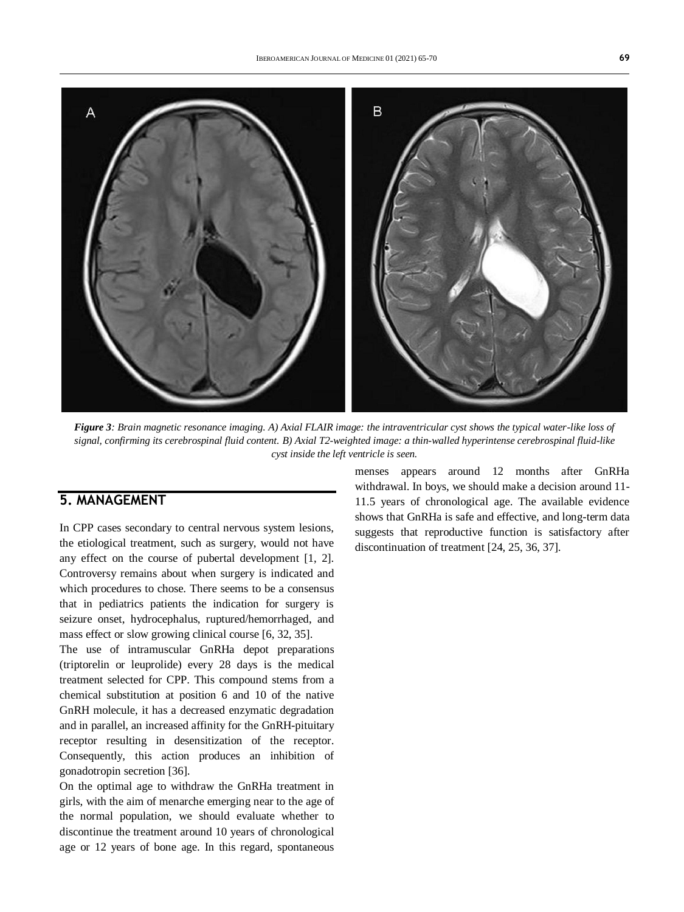*Figure 3: Brain magnetic resonance imaging. A) Axial FLAIR image: the intraventricular cyst shows the typical water-like loss of signal, confirming its cerebrospinal fluid content. B) Axial T2-weighted image: a thin-walled hyperintense cerebrospinal fluid-like cyst inside the left ventricle is seen.*

## 5. MANAGEMENT

In CPP cases secondary to central nervous system lesions, the etiological treatment, such as surgery, would not have any effect on the course of pubertal development [1, 2]. Controversy remains about when surgery is indicated and which procedures to chose. There seems to be a consensus that in pediatrics patients the indication for surgery is seizure onset, hydrocephalus, ruptured/hemorrhaged, and mass effect or slow growing clinical course [6, 32, 35].

The use of intramuscular GnRHa depot preparations (triptorelin or leuprolide) every 28 days is the medical treatment selected for CPP. This compound stems from a chemical substitution at position 6 and 10 of the native GnRH molecule, it has a decreased enzymatic degradation and in parallel, an increased affinity for the GnRH-pituitary receptor resulting in desensitization of the receptor. Consequently, this action produces an inhibition of gonadotropin secretion [36].

On the optimal age to withdraw the GnRHa treatment in girls, with the aim of menarche emerging near to the age of the normal population, we should evaluate whether to discontinue the treatment around 10 years of chronological age or 12 years of bone age. In this regard, spontaneous menses appears around 12 months after GnRHa withdrawal. In boys, we should make a decision around 11-11.5 years of chronological age. The available evidence shows that GnRHa is safe and effective, and long-term data suggests that reproductive function is satisfactory after discontinuation of treatment [24, 25, 36, 37].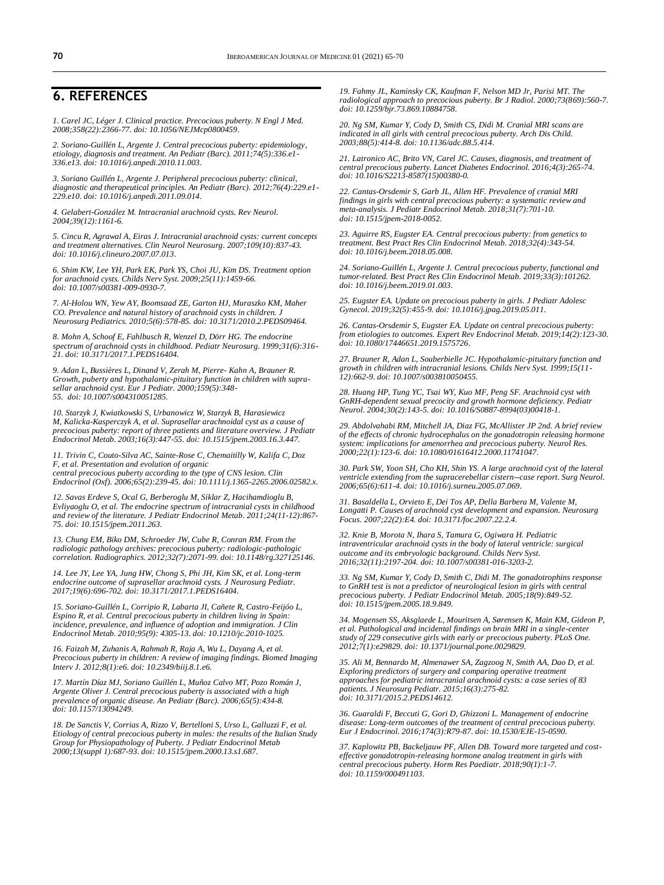## 6. REFERENCES

*1. Carel JC, Léger J. Clinical practice. Precocious puberty. N Engl J Med. 2008;358(22):2366-77. doi: 10.1056/NEJMcp0800459.*

*2. Soriano-Guillén L, Argente J. Central precocious puberty: epidemiology, etiology, diagnosis and treatment. An Pediatr (Barc). 2011;74(5):336.e1-336.e13. doi: 10.1016/j.anpedi.2010.11.003.*

*3. Soriano Guillén L, Argente J. Peripheral precocious puberty: clinical, diagnostic and therapeutical principles. An Pediatr (Barc). 2012;76(4):229.e1-229.e10. doi: 10.1016/j.anpedi.2011.09.014.*

*4. Gelabert-González M. Intracranial arachnoid cysts. Rev Neurol. 2004;39(12):1161-6.*

*5. Cincu R, Agrawal A, Eiras J. Intracranial arachnoid cysts: current concepts and treatment alternatives. Clin Neurol Neurosurg. 2007;109(10):837-43. doi: 10.1016/j.clineuro.2007.07.013.*

*6. Shim KW, Lee YH, Park EK, Park YS, Choi JU, Kim DS. Treatment option for arachnoid cysts. Childs Nerv Syst. 2009;25(11):1459-66. doi: 10.1007/s00381-009-0930-7.*

*7. Al-Holou WN, Yew AY, Boomsaad ZE, Garton HJ, Muraszko KM, Maher CO. Prevalence and natural history of arachnoid cysts in children. J Neurosurg Pediatrics. 2010;5(6):578-85. doi: 10.3171/2010.2.PEDS09464.*

*8. Mohn A, Schoof E, Fahlbusch R, Wenzel D, Dörr HG. The endocrine spectrum of arachnoid cysts in childhood. Pediatr Neurosurg. 1999;31(6):316-21. doi: 10.3171/2017.1.PEDS16404.*

*9. Adan L, Bussières L, Dinand V, Zerah M, Pierre- Kahn A, Brauner R. Growth, puberty and hypothalamic-pituitary function in children with suprasellar arachnoid cyst. Eur J Pediatr. 2000;159(5):348-55. doi: 10.1007/s004310051285.*

*10. Starzyk J, Kwiatkowski S, Urbanowicz W, Starzyk B, Harasiewicz M, Kalicka-Kasperczyk A, et al. Suprasellar arachnoidal cyst as a cause of precocious puberty: report of three patients and literature overview. J Pediatr Endocrinol Metab. 2003;16(3):447-55. doi: 10.1515/jpem.2003.16.3.447.*

*11. Trivin C, Couto-Silva AC, Sainte-Rose C, Chemaitilly W, Kalifa C, Doz F, et al. Presentation and evolution of organic central precocious puberty according to the type of CNS lesion. Clin Endocrinol (Oxf). 2006;65(2):239-45. doi: 10.1111/j.1365-2265.2006.02582.x.*

*12. Savas Erdeve S, Ocal G, Berberoglu M, Siklar Z, Hacihamdioglu B, Evliyaoglu O, et al. The endocrine spectrum of intracranial cysts in childhood and review of the literature. J Pediatr Endocrinol Metab. 2011;24(11-12):867-75. doi: 10.1515/jpem.2011.263.*

*13. Chung EM, Biko DM, Schroeder JW, Cube R, Conran RM. From the radiologic pathology archives: precocious puberty: radiologic-pathologic correlation. Radiographics. 2012;32(7):2071-99. doi: 10.1148/rg.327125146.*

*14. Lee JY, Lee YA, Jung HW, Chong S, Phi JH, Kim SK, et al. Long-term endocrine outcome of suprasellar arachnoid cysts. J Neurosurg Pediatr. 2017;19(6):696-702. doi: 10.3171/2017.1.PEDS16404.*

*15. Soriano-Guillén L, Corripio R, Labarta JI, Cañete R, Castro-Feijóo L, Espino R, et al. Central precocious puberty in children living in Spain: incidence, prevalence, and influence of adoption and immigration. J Clin Endocrinol Metab. 2010;95(9): 4305-13. doi: 10.1210/jc.2010-1025.*

*16. Faizah M, Zuhanis A, Rahmah R, Raja A, Wu L, Dayang A, et al. Precocious puberty in children: A review of imaging findings. Biomed Imaging Interv J. 2012;8(1):e6. doi: 10.2349/biij.8.1.e6.*

*17. Martín Díaz MJ, Soriano Guillén L, Muñoz Calvo MT, Pozo Román J, Argente Oliver J. Central precocious puberty is associated with a high prevalence of organic disease. An Pediatr (Barc). 2006;65(5):434-8. doi: 10.1157/13094249.*

*18. De Sanctis V, Corrias A, Rizzo V, Bertelloni S, Urso L, Galluzzi F, et al. Etiology of central precocious puberty in males: the results of the Italian Study Group for Physiopathology of Puberty. J Pediatr Endocrinol Metab 2000;13(suppl 1):687-93. doi: 10.1515/jpem.2000.13.s1.687.*

*19. Fahmy JL, Kaminsky CK, Kaufman F, Nelson MD Jr, Parisi MT. The radiological approach to precocious puberty. Br J Radiol. 2000;73(869):560-7. doi: 10.1259/bjr.73.869.10884758.*

*20. Ng SM, Kumar Y, Cody D, Smith CS, Didi M. Cranial MRI scans are indicated in all girls with central precocious puberty. Arch Dis Child. 2003;88(5):414-8. doi: 10.1136/adc.88.5.414.*

*21. Latronico AC, Brito VN, Carel JC. Causes, diagnosis, and treatment of central precocious puberty. Lancet Diabetes Endocrinol. 2016;4(3):265-74. doi: 10.1016/S2213-8587(15)00380-0.*

*22. Cantas-Orsdemir S, Garb JL, Allen HF. Prevalence of cranial MRI findings in girls with central precocious puberty: a systematic review and meta-analysis. J Pediatr Endocrinol Metab. 2018;31(7):701-10. doi: 10.1515/jpem-2018-0052.*

*23. Aguirre RS, Eugster EA. Central precocious puberty: from genetics to treatment. Best Pract Res Clin Endocrinol Metab. 2018;32(4):343-54. doi: 10.1016/j.beem.2018.05.008.*

*24. Soriano-Guillén L, Argente J. Central precocious puberty, functional and tumor-related. Best Pract Res Clin Endocrinol Metab. 2019;33(3):101262. doi: 10.1016/j.beem.2019.01.003.*

*25. Eugster EA. Update on precocious puberty in girls. J Pediatr Adolesc Gynecol. 2019;32(5):455-9. doi: 10.1016/j.jpag.2019.05.011.*

*26. Cantas-Orsdemir S, Eugster EA. Update on central precocious puberty: from etiologies to outcomes. Expert Rev Endocrinol Metab. 2019;14(2):123-30. doi: 10.1080/17446651.2019.1575726.*

*27. Brauner R, Adan L, Souberbielle JC. Hypothalamic-pituitary function and growth in children with intracranial lesions. Childs Nerv Syst. 1999;15(11-12):662-9. doi: 10.1007/s003810050455.*

*28. Huang HP, Tung YC, Tsai WY, Kuo MF, Peng SF. Arachnoid cyst with GnRH-dependent sexual precocity and growth hormone deficiency. Pediatr Neurol. 2004;30(2):143-5. doi: 10.1016/S0887-8994(03)00418-1.*

*29. Abdolvahabi RM, Mitchell JA, Diaz FG, McAllister JP 2nd. A brief review of the effects of chronic hydrocephalus on the gonadotropin releasing hormone system: implications for amenorrhea and precocious puberty. Neurol Res. 2000;22(1):123-6. doi: 10.1080/01616412.2000.11741047.*

*30. Park SW, Yoon SH, Cho KH, Shin YS. A large arachnoid cyst of the lateral ventricle extending from the supracerebellar cistern--case report. Surg Neurol. 2006;65(6):611-4. doi: 10.1016/j.surneu.2005.07.069.*

*31. Basaldella L, Orvieto E, Dei Tos AP, Della Barbera M, Valente M, Longatti P. Causes of arachnoid cyst development and expansion. Neurosurg Focus. 2007;22(2):E4. doi: 10.3171/foc.2007.22.2.4.*

*32. Knie B, Morota N, Ihara S, Tamura G, Ogiwara H. Pediatric intraventricular arachnoid cysts in the body of lateral ventricle: surgical outcome and its embryologic background. Childs Nerv Syst. 2016;32(11):2197-204. doi: 10.1007/s00381-016-3203-2.*

*33. Ng SM, Kumar Y, Cody D, Smith C, Didi M. The gonadotrophins response to GnRH test is not a predictor of neurological lesion in girls with central precocious puberty. J Pediatr Endocrinol Metab. 2005;18(9):849-52. doi: 10.1515/jpem.2005.18.9.849.*

*34. Mogensen SS, Aksglaede L, Mouritsen A, Sørensen K, Main KM, Gideon P, et al. Pathological and incidental findings on brain MRI in a single-center study of 229 consecutive girls with early or precocious puberty. PLoS One. 2012;7(1):e29829. doi: 10.1371/journal.pone.0029829.*

*35. Ali M, Bennardo M, Almenawer SA, Zagzoog N, Smith AA, Dao D, et al. Exploring predictors of surgery and comparing operative treatment approaches for pediatric intracranial arachnoid cysts: a case series of 83 patients. J Neurosurg Pediatr. 2015;16(3):275-82. doi: 10.3171/2015.2.PEDS14612.*

*36. Guaraldi F, Beccuti G, Gori D, Ghizzoni L. Management of endocrine disease: Long-term outcomes of the treatment of central precocious puberty. Eur J Endocrinol. 2016;174(3):R79-87. doi: 10.1530/EJE-15-0590.*

*37. Kaplowitz PB, Backeljauw PF, Allen DB. Toward more targeted and cost-effective gonadotropin-releasing hormone analog treatment in girls with central precocious puberty. Horm Res Paediatr. 2018;90(1):1-7. doi: 10.1159/000491103.*